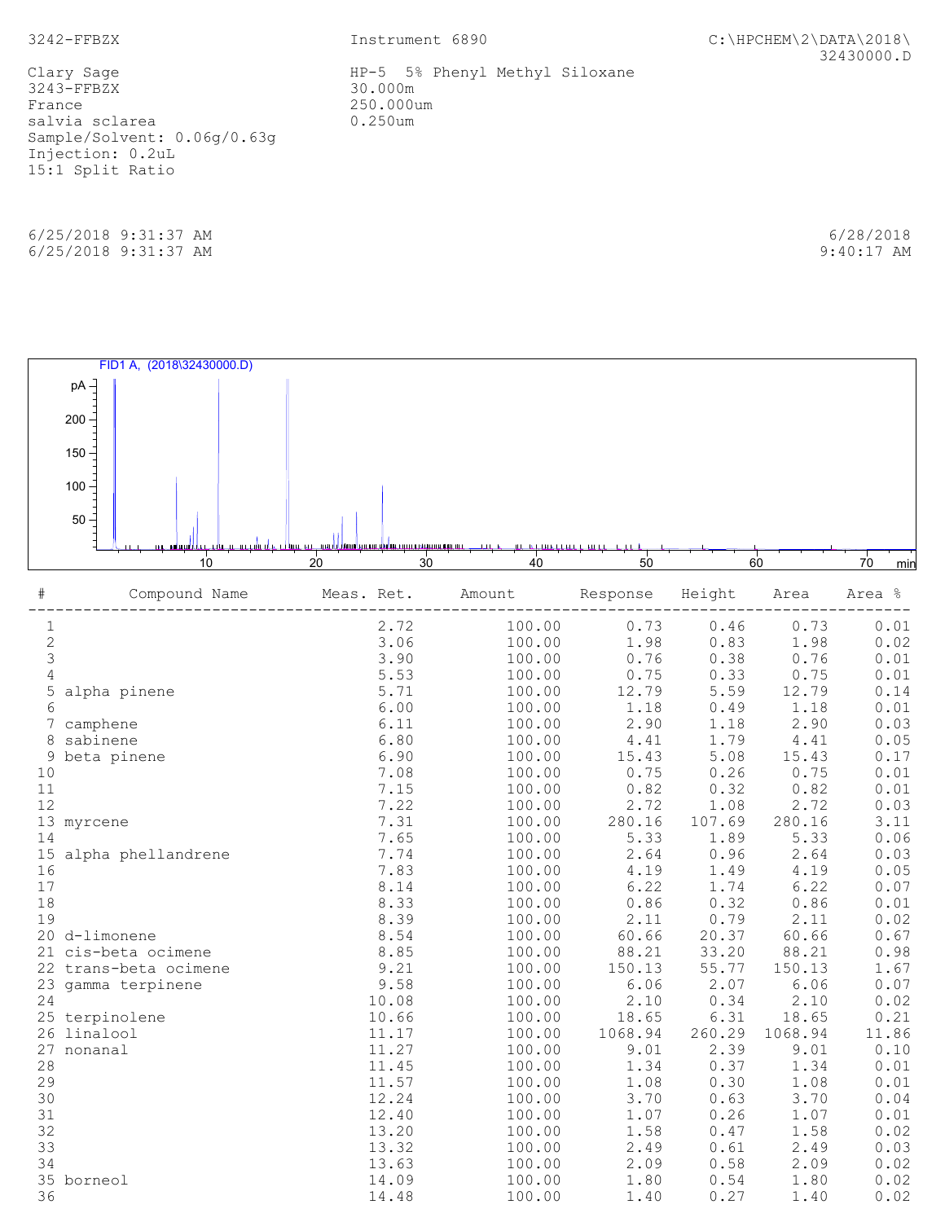3242-FFBZX

Instrument 6890

C:\HPCHEM\2\DATA\2018\32430000.D

Clary Sage
3243-FFBZX
France
salvia sclarea
Sample/Solvent: 0.06g/0.63g
Injection: 0.2uL
15:1 Split Ratio

HP-5 5% Phenyl Methyl Siloxane
30.000m
250.000um
0.250um

6/25/2018 9:31:37 AM
6/25/2018 9:31:37 AM

6/28/2018
9:40:17 AM

FID1 A, (2018\32430000.D)

| # | Compound Name | Meas. Ret. | Amount | Response | Height | Area | Area % |
|---|---|---|---|---|---|---|---|
| 1 | | 2.72 | 100.00 | 0.73 | 0.46 | 0.73 | 0.01 |
| 2 | | 3.06 | 100.00 | 1.98 | 0.83 | 1.98 | 0.02 |
| 3 | | 3.90 | 100.00 | 0.76 | 0.38 | 0.76 | 0.01 |
| 4 | | 5.53 | 100.00 | 0.75 | 0.33 | 0.75 | 0.01 |
| 5 | alpha pinene | 5.71 | 100.00 | 12.79 | 5.59 | 12.79 | 0.14 |
| 6 | | 6.00 | 100.00 | 1.18 | 0.49 | 1.18 | 0.01 |
| 7 | camphene | 6.11 | 100.00 | 2.90 | 1.18 | 2.90 | 0.03 |
| 8 | sabinene | 6.80 | 100.00 | 4.41 | 1.79 | 4.41 | 0.05 |
| 9 | beta pinene | 6.90 | 100.00 | 15.43 | 5.08 | 15.43 | 0.17 |
| 10 | | 7.08 | 100.00 | 0.75 | 0.26 | 0.75 | 0.01 |
| 11 | | 7.15 | 100.00 | 0.82 | 0.32 | 0.82 | 0.01 |
| 12 | | 7.22 | 100.00 | 2.72 | 1.08 | 2.72 | 0.03 |
| 13 | myrcene | 7.31 | 100.00 | 280.16 | 107.69 | 280.16 | 3.11 |
| 14 | | 7.65 | 100.00 | 5.33 | 1.89 | 5.33 | 0.06 |
| 15 | alpha phellandrene | 7.74 | 100.00 | 2.64 | 0.96 | 2.64 | 0.03 |
| 16 | | 7.83 | 100.00 | 4.19 | 1.49 | 4.19 | 0.05 |
| 17 | | 8.14 | 100.00 | 6.22 | 1.74 | 6.22 | 0.07 |
| 18 | | 8.33 | 100.00 | 0.86 | 0.32 | 0.86 | 0.01 |
| 19 | | 8.39 | 100.00 | 2.11 | 0.79 | 2.11 | 0.02 |
| 20 | d-limonene | 8.54 | 100.00 | 60.66 | 20.37 | 60.66 | 0.67 |
| 21 | cis-beta ocimene | 8.85 | 100.00 | 88.21 | 33.20 | 88.21 | 0.98 |
| 22 | trans-beta ocimene | 9.21 | 100.00 | 150.13 | 55.77 | 150.13 | 1.67 |
| 23 | gamma terpinene | 9.58 | 100.00 | 6.06 | 2.07 | 6.06 | 0.07 |
| 24 | | 10.08 | 100.00 | 2.10 | 0.34 | 2.10 | 0.02 |
| 25 | terpinolene | 10.66 | 100.00 | 18.65 | 6.31 | 18.65 | 0.21 |
| 26 | linalool | 11.17 | 100.00 | 1068.94 | 260.29 | 1068.94 | 11.86 |
| 27 | nonanal | 11.27 | 100.00 | 9.01 | 2.39 | 9.01 | 0.10 |
| 28 | | 11.45 | 100.00 | 1.34 | 0.37 | 1.34 | 0.01 |
| 29 | | 11.57 | 100.00 | 1.08 | 0.30 | 1.08 | 0.01 |
| 30 | | 12.24 | 100.00 | 3.70 | 0.63 | 3.70 | 0.04 |
| 31 | | 12.40 | 100.00 | 1.07 | 0.26 | 1.07 | 0.01 |
| 32 | | 13.20 | 100.00 | 1.58 | 0.47 | 1.58 | 0.02 |
| 33 | | 13.32 | 100.00 | 2.49 | 0.61 | 2.49 | 0.03 |
| 34 | | 13.63 | 100.00 | 2.09 | 0.58 | 2.09 | 0.02 |
| 35 | borneol | 14.09 | 100.00 | 1.80 | 0.54 | 1.80 | 0.02 |
| 36 | | 14.48 | 100.00 | 1.40 | 0.27 | 1.40 | 0.02 |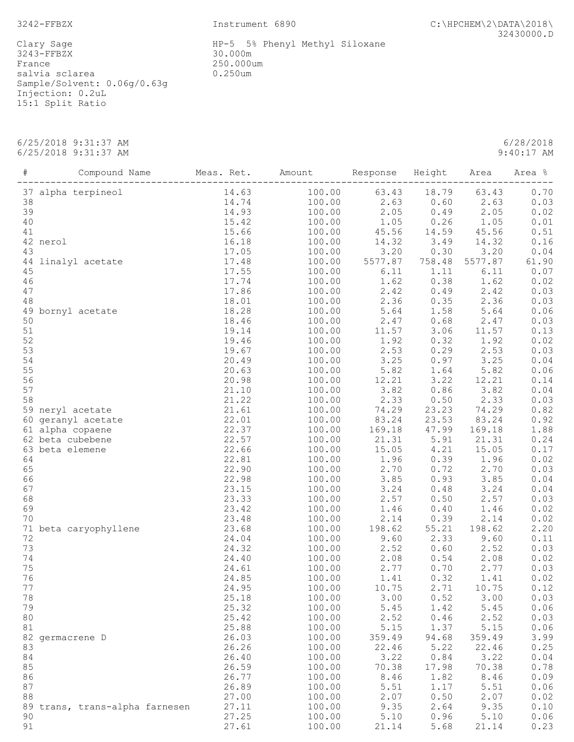3242-FFBZX

Instrument 6890

C:\HPCHEM\2\DATA\2018\32430000.D

Clary Sage
3243-FFBZX
France
salvia sclarea
Sample/Solvent: 0.06g/0.63g
Injection: 0.2uL
15:1 Split Ratio

HP-5 5% Phenyl Methyl Siloxane
30.000m
250.000um
0.250um

6/25/2018 9:31:37 AM
6/25/2018 9:31:37 AM

6/28/2018
9:40:17 AM

| # | Compound Name | Meas. Ret. | Amount | Response | Height | Area | Area % |
|---|---|---|---|---|---|---|---|
| 37 | alpha terpineol | 14.63 | 100.00 | 63.43 | 18.79 | 63.43 | 0.70 |
| 38 | | 14.74 | 100.00 | 2.63 | 0.60 | 2.63 | 0.03 |
| 39 | | 14.93 | 100.00 | 2.05 | 0.49 | 2.05 | 0.02 |
| 40 | | 15.42 | 100.00 | 1.05 | 0.26 | 1.05 | 0.01 |
| 41 | | 15.66 | 100.00 | 45.56 | 14.59 | 45.56 | 0.51 |
| 42 | nerol | 16.18 | 100.00 | 14.32 | 3.49 | 14.32 | 0.16 |
| 43 | | 17.05 | 100.00 | 3.20 | 0.30 | 3.20 | 0.04 |
| 44 | linalyl acetate | 17.48 | 100.00 | 5577.87 | 758.48 | 5577.87 | 61.90 |
| 45 | | 17.55 | 100.00 | 6.11 | 1.11 | 6.11 | 0.07 |
| 46 | | 17.74 | 100.00 | 1.62 | 0.38 | 1.62 | 0.02 |
| 47 | | 17.86 | 100.00 | 2.42 | 0.49 | 2.42 | 0.03 |
| 48 | | 18.01 | 100.00 | 2.36 | 0.35 | 2.36 | 0.03 |
| 49 | bornyl acetate | 18.28 | 100.00 | 5.64 | 1.58 | 5.64 | 0.06 |
| 50 | | 18.46 | 100.00 | 2.47 | 0.68 | 2.47 | 0.03 |
| 51 | | 19.14 | 100.00 | 11.57 | 3.06 | 11.57 | 0.13 |
| 52 | | 19.46 | 100.00 | 1.92 | 0.32 | 1.92 | 0.02 |
| 53 | | 19.67 | 100.00 | 2.53 | 0.29 | 2.53 | 0.03 |
| 54 | | 20.49 | 100.00 | 3.25 | 0.97 | 3.25 | 0.04 |
| 55 | | 20.63 | 100.00 | 5.82 | 1.64 | 5.82 | 0.06 |
| 56 | | 20.98 | 100.00 | 12.21 | 3.22 | 12.21 | 0.14 |
| 57 | | 21.10 | 100.00 | 3.82 | 0.86 | 3.82 | 0.04 |
| 58 | | 21.22 | 100.00 | 2.33 | 0.50 | 2.33 | 0.03 |
| 59 | neryl acetate | 21.61 | 100.00 | 74.29 | 23.23 | 74.29 | 0.82 |
| 60 | geranyl acetate | 22.01 | 100.00 | 83.24 | 23.53 | 83.24 | 0.92 |
| 61 | alpha copaene | 22.37 | 100.00 | 169.18 | 47.99 | 169.18 | 1.88 |
| 62 | beta cubebene | 22.57 | 100.00 | 21.31 | 5.91 | 21.31 | 0.24 |
| 63 | beta elemene | 22.66 | 100.00 | 15.05 | 4.21 | 15.05 | 0.17 |
| 64 | | 22.81 | 100.00 | 1.96 | 0.39 | 1.96 | 0.02 |
| 65 | | 22.90 | 100.00 | 2.70 | 0.72 | 2.70 | 0.03 |
| 66 | | 22.98 | 100.00 | 3.85 | 0.93 | 3.85 | 0.04 |
| 67 | | 23.15 | 100.00 | 3.24 | 0.48 | 3.24 | 0.04 |
| 68 | | 23.33 | 100.00 | 2.57 | 0.50 | 2.57 | 0.03 |
| 69 | | 23.42 | 100.00 | 1.46 | 0.40 | 1.46 | 0.02 |
| 70 | | 23.48 | 100.00 | 2.14 | 0.39 | 2.14 | 0.02 |
| 71 | beta caryophyllene | 23.68 | 100.00 | 198.62 | 55.21 | 198.62 | 2.20 |
| 72 | | 24.04 | 100.00 | 9.60 | 2.33 | 9.60 | 0.11 |
| 73 | | 24.32 | 100.00 | 2.52 | 0.60 | 2.52 | 0.03 |
| 74 | | 24.40 | 100.00 | 2.08 | 0.54 | 2.08 | 0.02 |
| 75 | | 24.61 | 100.00 | 2.77 | 0.70 | 2.77 | 0.03 |
| 76 | | 24.85 | 100.00 | 1.41 | 0.32 | 1.41 | 0.02 |
| 77 | | 24.95 | 100.00 | 10.75 | 2.71 | 10.75 | 0.12 |
| 78 | | 25.18 | 100.00 | 3.00 | 0.52 | 3.00 | 0.03 |
| 79 | | 25.32 | 100.00 | 5.45 | 1.42 | 5.45 | 0.06 |
| 80 | | 25.42 | 100.00 | 2.52 | 0.46 | 2.52 | 0.03 |
| 81 | | 25.88 | 100.00 | 5.15 | 1.37 | 5.15 | 0.06 |
| 82 | germacrene D | 26.03 | 100.00 | 359.49 | 94.68 | 359.49 | 3.99 |
| 83 | | 26.26 | 100.00 | 22.46 | 5.22 | 22.46 | 0.25 |
| 84 | | 26.40 | 100.00 | 3.22 | 0.84 | 3.22 | 0.04 |
| 85 | | 26.59 | 100.00 | 70.38 | 17.98 | 70.38 | 0.78 |
| 86 | | 26.77 | 100.00 | 8.46 | 1.82 | 8.46 | 0.09 |
| 87 | | 26.89 | 100.00 | 5.51 | 1.17 | 5.51 | 0.06 |
| 88 | | 27.00 | 100.00 | 2.07 | 0.50 | 2.07 | 0.02 |
| 89 | trans, trans-alpha farnesen | 27.11 | 100.00 | 9.35 | 2.64 | 9.35 | 0.10 |
| 90 | | 27.25 | 100.00 | 5.10 | 0.96 | 5.10 | 0.06 |
| 91 | | 27.61 | 100.00 | 21.14 | 5.68 | 21.14 | 0.23 |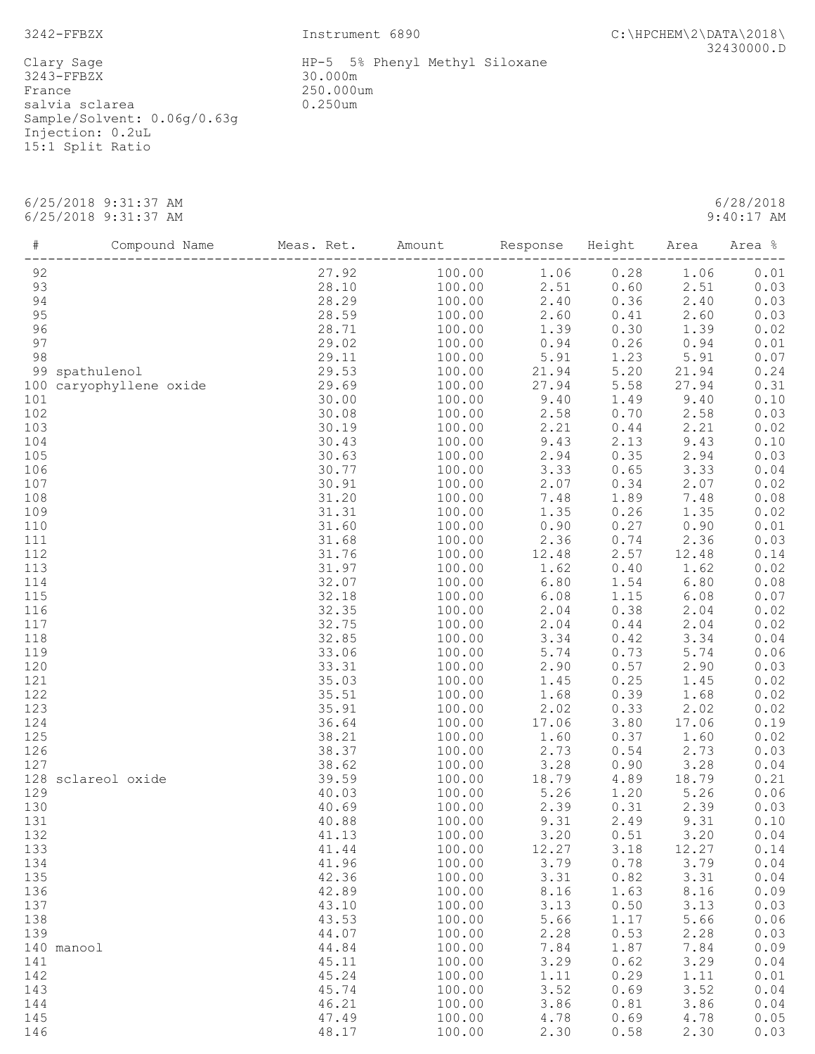3242-FFBZX

Instrument 6890

C:\HPCHEM\2\DATA\2018\32430000.D

Clary Sage
3243-FFBZX
France
salvia sclarea
Sample/Solvent: 0.06g/0.63g
Injection: 0.2uL
15:1 Split Ratio

HP-5 5% Phenyl Methyl Siloxane
30.000m
250.000um
0.250um

6/25/2018 9:31:37 AM
6/25/2018 9:31:37 AM

6/28/2018
9:40:17 AM

| # | Compound Name | Meas. Ret. | Amount | Response | Height | Area | Area % |
|---|---|---|---|---|---|---|---|
| 92 | | 27.92 | 100.00 | 1.06 | 0.28 | 1.06 | 0.01 |
| 93 | | 28.10 | 100.00 | 2.51 | 0.60 | 2.51 | 0.03 |
| 94 | | 28.29 | 100.00 | 2.40 | 0.36 | 2.40 | 0.03 |
| 95 | | 28.59 | 100.00 | 2.60 | 0.41 | 2.60 | 0.03 |
| 96 | | 28.71 | 100.00 | 1.39 | 0.30 | 1.39 | 0.02 |
| 97 | | 29.02 | 100.00 | 0.94 | 0.26 | 0.94 | 0.01 |
| 98 | | 29.11 | 100.00 | 5.91 | 1.23 | 5.91 | 0.07 |
| 99 | spathulenol | 29.53 | 100.00 | 21.94 | 5.20 | 21.94 | 0.24 |
| 100 | caryophyllene oxide | 29.69 | 100.00 | 27.94 | 5.58 | 27.94 | 0.31 |
| 101 | | 30.00 | 100.00 | 9.40 | 1.49 | 9.40 | 0.10 |
| 102 | | 30.08 | 100.00 | 2.58 | 0.70 | 2.58 | 0.03 |
| 103 | | 30.19 | 100.00 | 2.21 | 0.44 | 2.21 | 0.02 |
| 104 | | 30.43 | 100.00 | 9.43 | 2.13 | 9.43 | 0.10 |
| 105 | | 30.63 | 100.00 | 2.94 | 0.35 | 2.94 | 0.03 |
| 106 | | 30.77 | 100.00 | 3.33 | 0.65 | 3.33 | 0.04 |
| 107 | | 30.91 | 100.00 | 2.07 | 0.34 | 2.07 | 0.02 |
| 108 | | 31.20 | 100.00 | 7.48 | 1.89 | 7.48 | 0.08 |
| 109 | | 31.31 | 100.00 | 1.35 | 0.26 | 1.35 | 0.02 |
| 110 | | 31.60 | 100.00 | 0.90 | 0.27 | 0.90 | 0.01 |
| 111 | | 31.68 | 100.00 | 2.36 | 0.74 | 2.36 | 0.03 |
| 112 | | 31.76 | 100.00 | 12.48 | 2.57 | 12.48 | 0.14 |
| 113 | | 31.97 | 100.00 | 1.62 | 0.40 | 1.62 | 0.02 |
| 114 | | 32.07 | 100.00 | 6.80 | 1.54 | 6.80 | 0.08 |
| 115 | | 32.18 | 100.00 | 6.08 | 1.15 | 6.08 | 0.07 |
| 116 | | 32.35 | 100.00 | 2.04 | 0.38 | 2.04 | 0.02 |
| 117 | | 32.75 | 100.00 | 2.04 | 0.44 | 2.04 | 0.02 |
| 118 | | 32.85 | 100.00 | 3.34 | 0.42 | 3.34 | 0.04 |
| 119 | | 33.06 | 100.00 | 5.74 | 0.73 | 5.74 | 0.06 |
| 120 | | 33.31 | 100.00 | 2.90 | 0.57 | 2.90 | 0.03 |
| 121 | | 35.03 | 100.00 | 1.45 | 0.25 | 1.45 | 0.02 |
| 122 | | 35.51 | 100.00 | 1.68 | 0.39 | 1.68 | 0.02 |
| 123 | | 35.91 | 100.00 | 2.02 | 0.33 | 2.02 | 0.02 |
| 124 | | 36.64 | 100.00 | 17.06 | 3.80 | 17.06 | 0.19 |
| 125 | | 38.21 | 100.00 | 1.60 | 0.37 | 1.60 | 0.02 |
| 126 | | 38.37 | 100.00 | 2.73 | 0.54 | 2.73 | 0.03 |
| 127 | | 38.62 | 100.00 | 3.28 | 0.90 | 3.28 | 0.04 |
| 128 | sclareol oxide | 39.59 | 100.00 | 18.79 | 4.89 | 18.79 | 0.21 |
| 129 | | 40.03 | 100.00 | 5.26 | 1.20 | 5.26 | 0.06 |
| 130 | | 40.69 | 100.00 | 2.39 | 0.31 | 2.39 | 0.03 |
| 131 | | 40.88 | 100.00 | 9.31 | 2.49 | 9.31 | 0.10 |
| 132 | | 41.13 | 100.00 | 3.20 | 0.51 | 3.20 | 0.04 |
| 133 | | 41.44 | 100.00 | 12.27 | 3.18 | 12.27 | 0.14 |
| 134 | | 41.96 | 100.00 | 3.79 | 0.78 | 3.79 | 0.04 |
| 135 | | 42.36 | 100.00 | 3.31 | 0.82 | 3.31 | 0.04 |
| 136 | | 42.89 | 100.00 | 8.16 | 1.63 | 8.16 | 0.09 |
| 137 | | 43.10 | 100.00 | 3.13 | 0.50 | 3.13 | 0.03 |
| 138 | | 43.53 | 100.00 | 5.66 | 1.17 | 5.66 | 0.06 |
| 139 | | 44.07 | 100.00 | 2.28 | 0.53 | 2.28 | 0.03 |
| 140 | manool | 44.84 | 100.00 | 7.84 | 1.87 | 7.84 | 0.09 |
| 141 | | 45.11 | 100.00 | 3.29 | 0.62 | 3.29 | 0.04 |
| 142 | | 45.24 | 100.00 | 1.11 | 0.29 | 1.11 | 0.01 |
| 143 | | 45.74 | 100.00 | 3.52 | 0.69 | 3.52 | 0.04 |
| 144 | | 46.21 | 100.00 | 3.86 | 0.81 | 3.86 | 0.04 |
| 145 | | 47.49 | 100.00 | 4.78 | 0.69 | 4.78 | 0.05 |
| 146 | | 48.17 | 100.00 | 2.30 | 0.58 | 2.30 | 0.03 |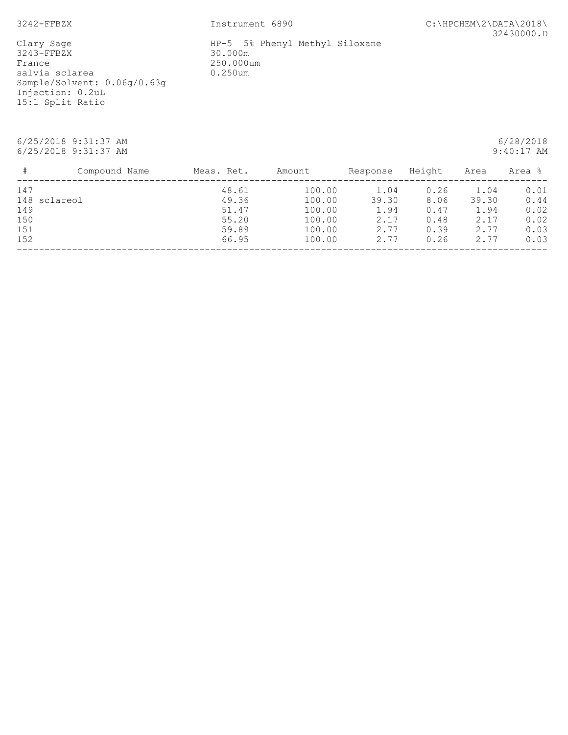3242-FFBZX

Instrument 6890

C:\HPCHEM\2\DATA\2018\32430000.D

Clary Sage
3243-FFBZX
France
salvia sclarea
Sample/Solvent: 0.06g/0.63g
Injection: 0.2uL
15:1 Split Ratio

HP-5 5% Phenyl Methyl Siloxane
30.000m
250.000um
0.250um

6/25/2018 9:31:37 AM
6/25/2018 9:31:37 AM

6/28/2018
9:40:17 AM

| # | Compound Name | Meas. Ret. | Amount | Response | Height | Area | Area % |
|---|---|---|---|---|---|---|---|
| 147 | | 48.61 | 100.00 | 1.04 | 0.26 | 1.04 | 0.01 |
| 148 | sclareol | 49.36 | 100.00 | 39.30 | 8.06 | 39.30 | 0.44 |
| 149 | | 51.47 | 100.00 | 1.94 | 0.47 | 1.94 | 0.02 |
| 150 | | 55.20 | 100.00 | 2.17 | 0.48 | 2.17 | 0.02 |
| 151 | | 59.89 | 100.00 | 2.77 | 0.39 | 2.77 | 0.03 |
| 152 | | 66.95 | 100.00 | 2.77 | 0.26 | 2.77 | 0.03 |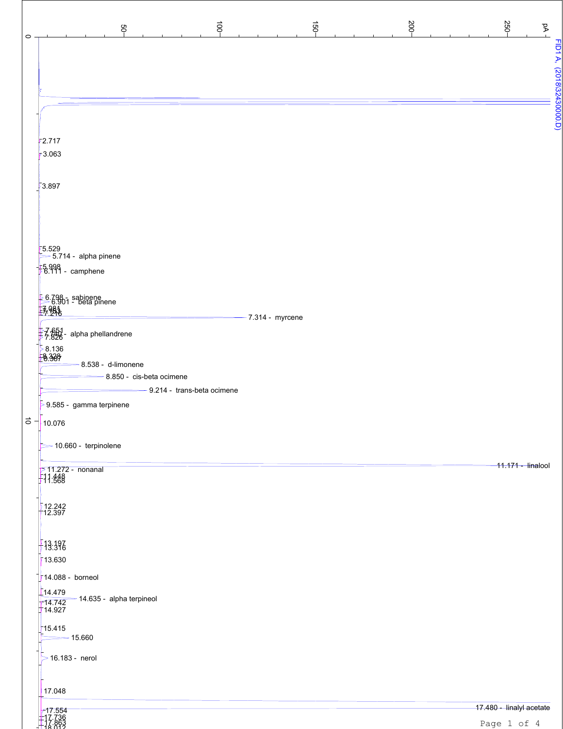FID1 A, (2018\3243000.D)

pA

0 50 100 150 200 250

0

10

2.717
3.063
3.897
5.529
5.714 - alpha pinene
5.998
6.111 - camphene
6.798 - sabinene
6.901 - beta pinene
7.081
7.153
7.216
7.314 - myrcene
7.651
7.740 - alpha phellandrene
7.826
8.136
8.328
8.367
8.538 - d-limonene
8.850 - cis-beta ocimene
9.214 - trans-beta ocimene
9.585 - gamma terpinene
10.076
10.660 - terpinolene
11.171 - linalool
11.272 - nonanal
11.448
11.568
12.242
12.397
13.197
13.316
13.630
14.088 - borneol
14.479
14.635 - alpha terpineol
14.742
14.927
15.415
15.660
16.183 - nerol
17.048
17.480 - linalyl acetate
17.554
17.736
17.863
18.012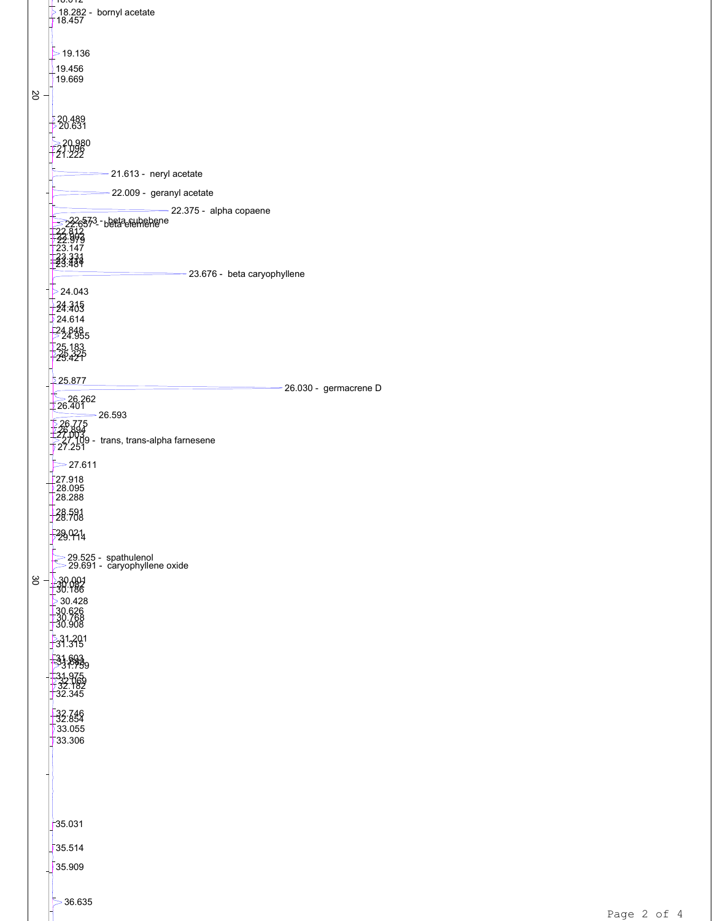18.282 - bornyl acetate
18.457
19.136
19.456
19.669
20
20.489
20.631
20.980
21.096
21.222
21.613 - neryl acetate
22.009 - geranyl acetate
22.375 - alpha copaene
22.573 - beta cubebene
22.657 - beta elemene
22.812
22.903
22.979
23.147
23.331
23.418
23.481
23.676 - beta caryophyllene
24.043
24.315
24.403
24.614
24.848
24.955
25.183
25.325
25.421
25.877
26.030 - germacrene D
26.262
26.401
26.593
26.775
26.894
27.003
27.109 - trans, trans-alpha farnesene
27.251
27.611
27.918
28.095
28.288
28.591
28.708
29.021
29.114
29.525 - spathulenol
29.691 - caryophyllene oxide
30
30.001
30.092
30.186
30.428
30.626
30.768
30.908
31.201
31.315
31.603
31.693
31.759
31.975
32.069
32.182
32.345
32.746
32.854
33.055
33.306
35.031
35.514
35.909
36.635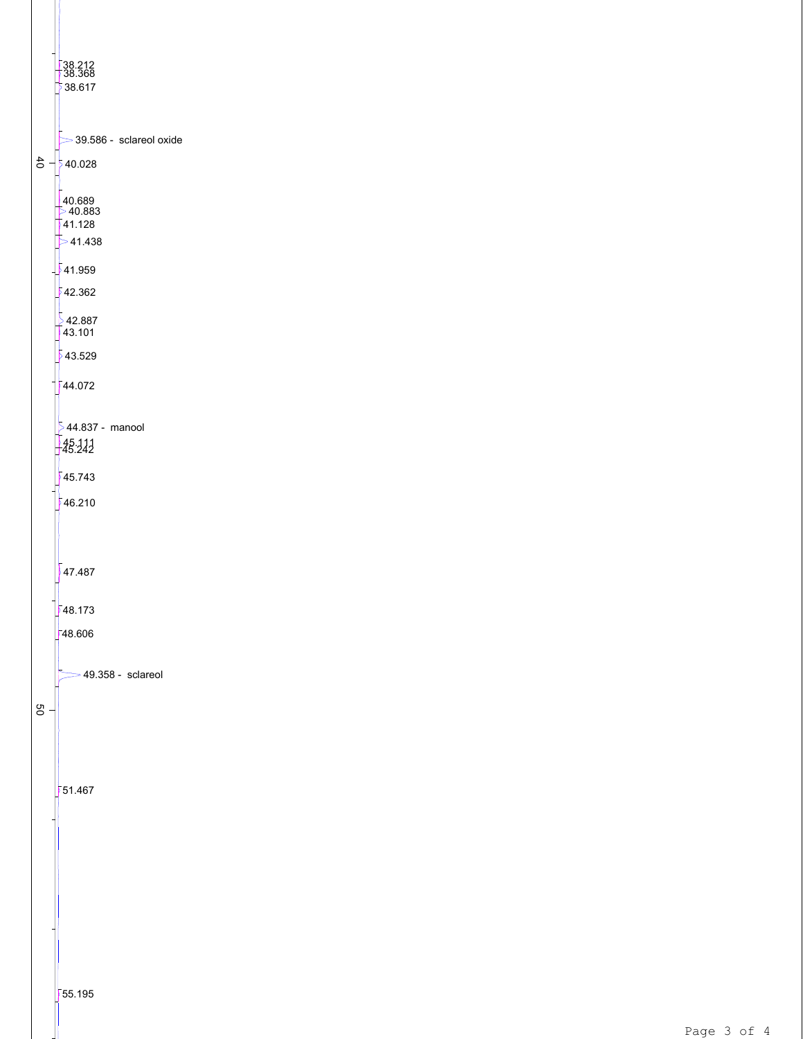38.212
38.368
38.617

39.586 - sclareol oxide

40

40.028

40.689
40.883
41.128
41.438

41.959

42.362

42.887
43.101

43.529

44.072

44.837 - manool
45.111
45.242

45.743

46.210

47.487

48.173

48.606

49.358 - sclareol

50

51.467

55.195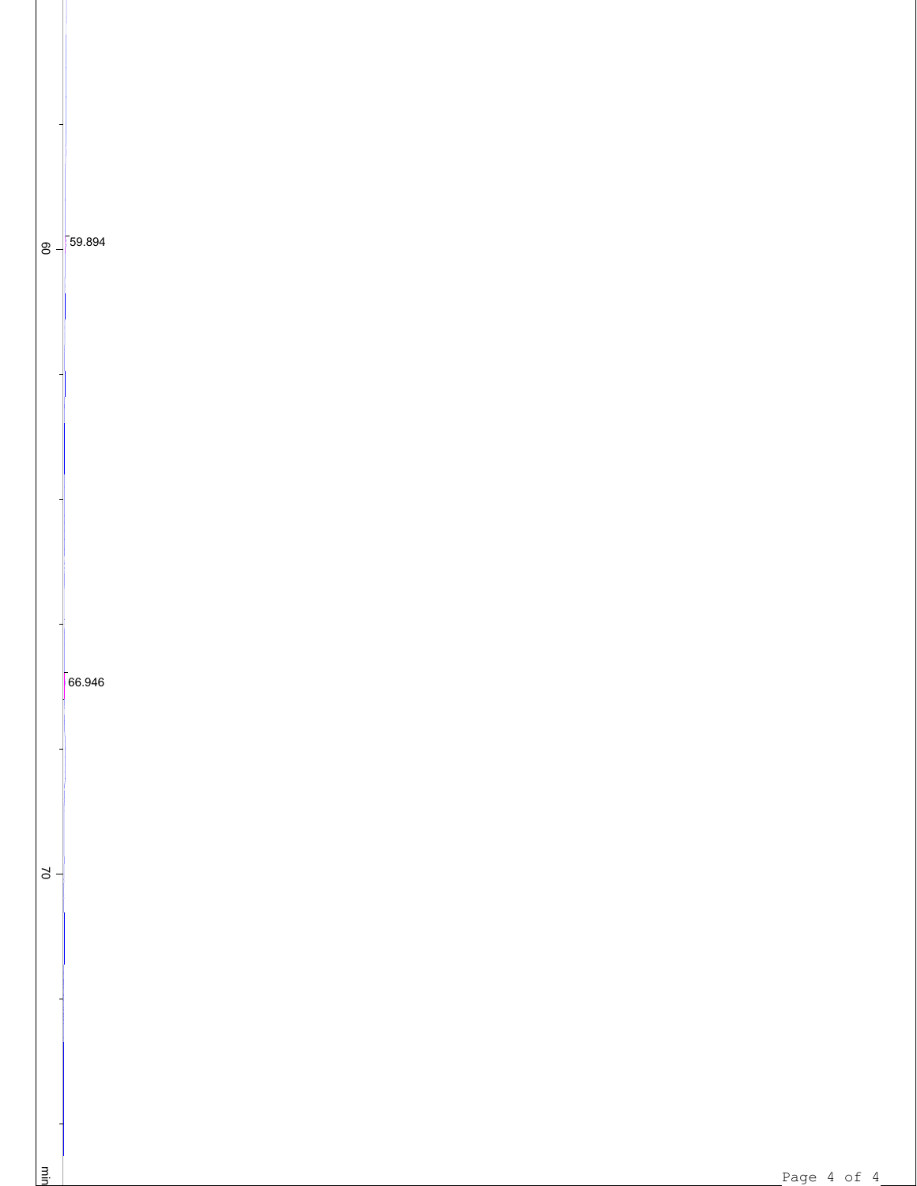60

59.894

66.946

70

min